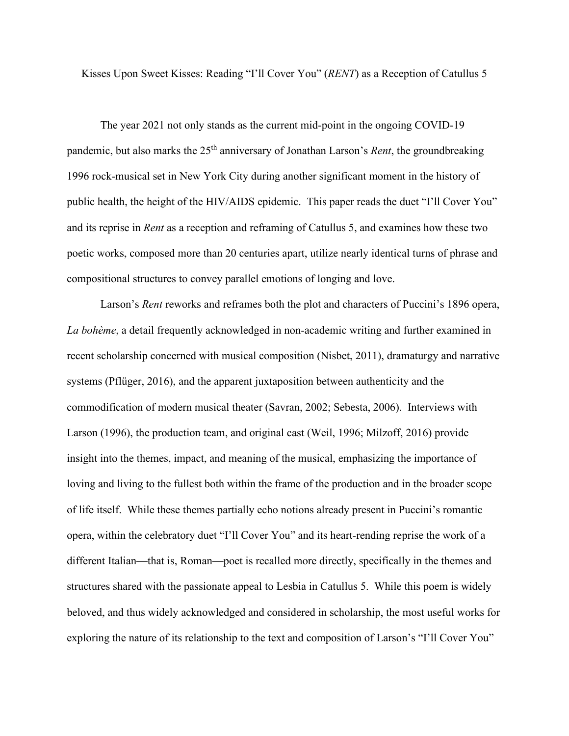# Kisses Upon Sweet Kisses: Reading "I'll Cover You" (*RENT*) as a Reception of Catullus 5

The year 2021 not only stands as the current mid-point in the ongoing COVID-19 pandemic, but also marks the 25th anniversary of Jonathan Larson's *Rent*, the groundbreaking 1996 rock-musical set in New York City during another significant moment in the history of public health, the height of the HIV/AIDS epidemic. This paper reads the duet "I'll Cover You" and its reprise in *Rent* as a reception and reframing of Catullus 5, and examines how these two poetic works, composed more than 20 centuries apart, utilize nearly identical turns of phrase and compositional structures to convey parallel emotions of longing and love.

Larson's *Rent* reworks and reframes both the plot and characters of Puccini's 1896 opera, *La bohème*, a detail frequently acknowledged in non-academic writing and further examined in recent scholarship concerned with musical composition (Nisbet, 2011), dramaturgy and narrative systems (Pflüger, 2016), and the apparent juxtaposition between authenticity and the commodification of modern musical theater (Savran, 2002; Sebesta, 2006). Interviews with Larson (1996), the production team, and original cast (Weil, 1996; Milzoff, 2016) provide insight into the themes, impact, and meaning of the musical, emphasizing the importance of loving and living to the fullest both within the frame of the production and in the broader scope of life itself. While these themes partially echo notions already present in Puccini's romantic opera, within the celebratory duet "I'll Cover You" and its heart-rending reprise the work of a different Italian—that is, Roman—poet is recalled more directly, specifically in the themes and structures shared with the passionate appeal to Lesbia in Catullus 5. While this poem is widely beloved, and thus widely acknowledged and considered in scholarship, the most useful works for exploring the nature of its relationship to the text and composition of Larson's "I'll Cover You"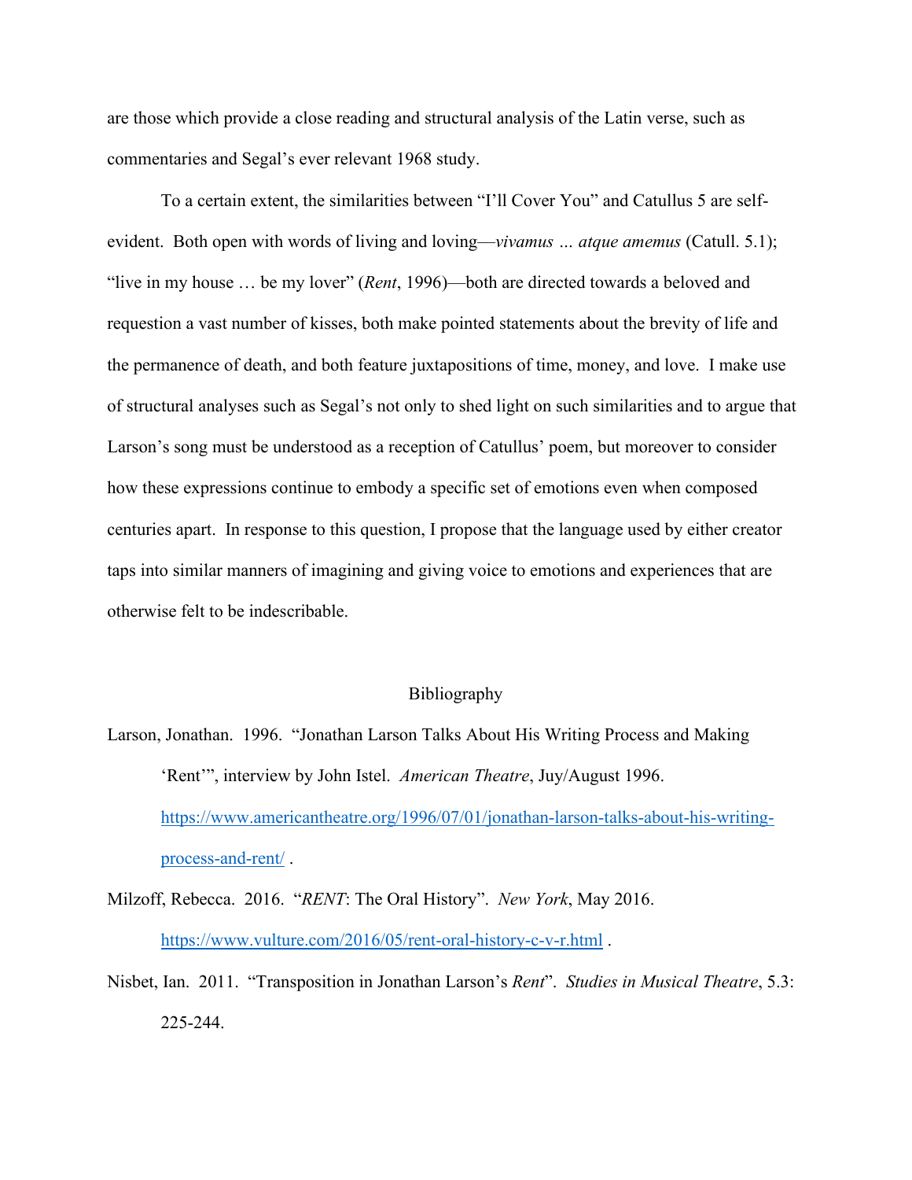are those which provide a close reading and structural analysis of the Latin verse, such as commentaries and Segal's ever relevant 1968 study.

To a certain extent, the similarities between "I'll Cover You" and Catullus 5 are self-evident. Both open with words of living and loving—*vivamus … atque amemus* (Catull. 5.1); "live in my house … be my lover" (*Rent*, 1996)—both are directed towards a beloved and requestion a vast number of kisses, both make pointed statements about the brevity of life and the permanence of death, and both feature juxtapositions of time, money, and love. I make use of structural analyses such as Segal's not only to shed light on such similarities and to argue that Larson's song must be understood as a reception of Catullus' poem, but moreover to consider how these expressions continue to embody a specific set of emotions even when composed centuries apart. In response to this question, I propose that the language used by either creator taps into similar manners of imagining and giving voice to emotions and experiences that are otherwise felt to be indescribable.

## Bibliography

Larson, Jonathan. 1996. "Jonathan Larson Talks About His Writing Process and Making 'Rent'", interview by John Istel. *American Theatre*, Juy/August 1996. https://www.americantheatre.org/1996/07/01/jonathan-larson-talks-about-his-writing-process-and-rent/ .

Milzoff, Rebecca. 2016. "*RENT*: The Oral History". *New York*, May 2016. https://www.vulture.com/2016/05/rent-oral-history-c-v-r.html .

Nisbet, Ian. 2011. "Transposition in Jonathan Larson's *Rent*". *Studies in Musical Theatre*, 5.3: 225-244.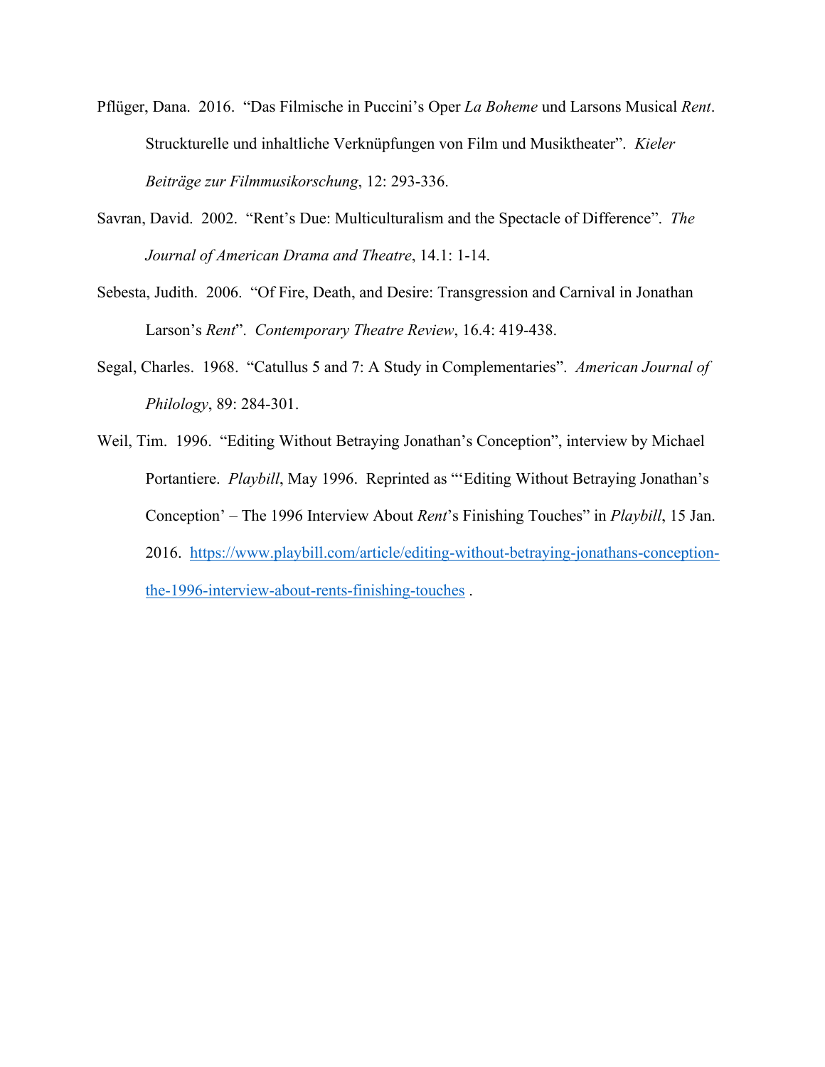Pflüger, Dana. 2016. "Das Filmische in Puccini's Oper *La Boheme* und Larsons Musical *Rent*. Struckturelle und inhaltliche Verknüpfungen von Film und Musiktheater". *Kieler Beiträge zur Filmmusikorschung*, 12: 293-336.

Savran, David. 2002. "Rent's Due: Multiculturalism and the Spectacle of Difference". *The Journal of American Drama and Theatre*, 14.1: 1-14.

Sebesta, Judith. 2006. "Of Fire, Death, and Desire: Transgression and Carnival in Jonathan Larson's *Rent*". *Contemporary Theatre Review*, 16.4: 419-438.

Segal, Charles. 1968. "Catullus 5 and 7: A Study in Complementaries". *American Journal of Philology*, 89: 284-301.

Weil, Tim. 1996. "Editing Without Betraying Jonathan's Conception", interview by Michael Portantiere. *Playbill*, May 1996. Reprinted as "'Editing Without Betraying Jonathan's Conception' – The 1996 Interview About *Rent*'s Finishing Touches" in *Playbill*, 15 Jan. 2016. https://www.playbill.com/article/editing-without-betraying-jonathans-conception-the-1996-interview-about-rents-finishing-touches .